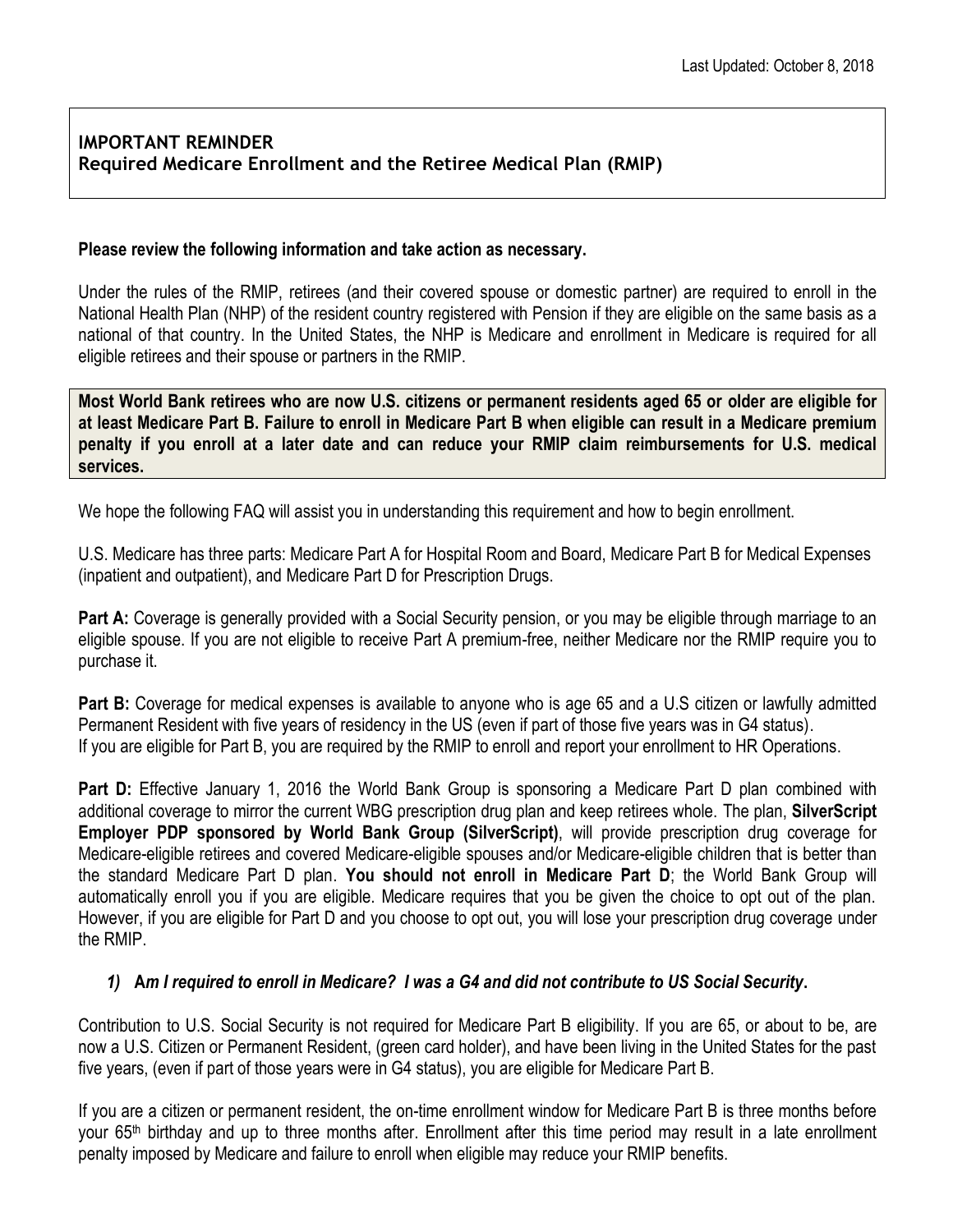Last Updated: October 8, 2018

## IMPORTANT REMINDER
## Required Medicare Enrollment and the Retiree Medical Plan (RMIP)

**Please review the following information and take action as necessary.**

Under the rules of the RMIP, retirees (and their covered spouse or domestic partner) are required to enroll in the National Health Plan (NHP) of the resident country registered with Pension if they are eligible on the same basis as a national of that country. In the United States, the NHP is Medicare and enrollment in Medicare is required for all eligible retirees and their spouse or partners in the RMIP.

**Most World Bank retirees who are now U.S. citizens or permanent residents aged 65 or older are eligible for at least Medicare Part B. Failure to enroll in Medicare Part B when eligible can result in a Medicare premium penalty if you enroll at a later date and can reduce your RMIP claim reimbursements for U.S. medical services.**

We hope the following FAQ will assist you in understanding this requirement and how to begin enrollment.

U.S. Medicare has three parts: Medicare Part A for Hospital Room and Board, Medicare Part B for Medical Expenses (inpatient and outpatient), and Medicare Part D for Prescription Drugs.

**Part A:** Coverage is generally provided with a Social Security pension, or you may be eligible through marriage to an eligible spouse. If you are not eligible to receive Part A premium-free, neither Medicare nor the RMIP require you to purchase it.

**Part B:** Coverage for medical expenses is available to anyone who is age 65 and a U.S citizen or lawfully admitted Permanent Resident with five years of residency in the US (even if part of those five years was in G4 status).
If you are eligible for Part B, you are required by the RMIP to enroll and report your enrollment to HR Operations.

**Part D:** Effective January 1, 2016 the World Bank Group is sponsoring a Medicare Part D plan combined with additional coverage to mirror the current WBG prescription drug plan and keep retirees whole. The plan, **SilverScript Employer PDP sponsored by World Bank Group (SilverScript)**, will provide prescription drug coverage for Medicare-eligible retirees and covered Medicare-eligible spouses and/or Medicare-eligible children that is better than the standard Medicare Part D plan. **You should not enroll in Medicare Part D**; the World Bank Group will automatically enroll you if you are eligible. Medicare requires that you be given the choice to opt out of the plan. However, if you are eligible for Part D and you choose to opt out, you will lose your prescription drug coverage under the RMIP.

### *1) Am I required to enroll in Medicare? I was a G4 and did not contribute to US Social Security.*

Contribution to U.S. Social Security is not required for Medicare Part B eligibility. If you are 65, or about to be, are now a U.S. Citizen or Permanent Resident, (green card holder), and have been living in the United States for the past five years, (even if part of those years were in G4 status), you are eligible for Medicare Part B.

If you are a citizen or permanent resident, the on-time enrollment window for Medicare Part B is three months before your 65th birthday and up to three months after. Enrollment after this time period may result in a late enrollment penalty imposed by Medicare and failure to enroll when eligible may reduce your RMIP benefits.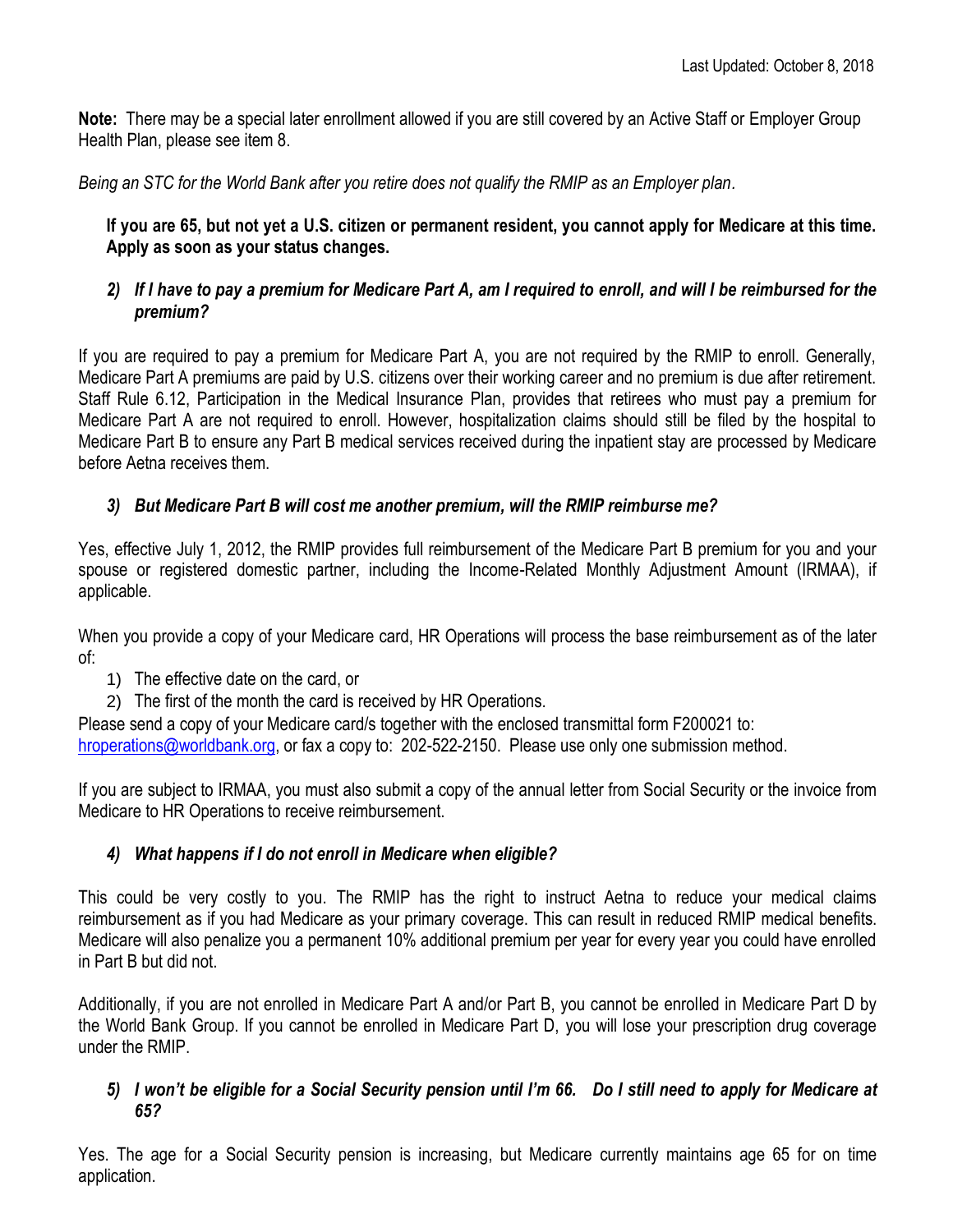Last Updated: October 8, 2018

**Note:** There may be a special later enrollment allowed if you are still covered by an Active Staff or Employer Group Health Plan, please see item 8.

*Being an STC for the World Bank after you retire does not qualify the RMIP as an Employer plan.*

**If you are 65, but not yet a U.S. citizen or permanent resident, you cannot apply for Medicare at this time. Apply as soon as your status changes.**

### *2) If I have to pay a premium for Medicare Part A, am I required to enroll, and will I be reimbursed for the premium?*

If you are required to pay a premium for Medicare Part A, you are not required by the RMIP to enroll. Generally, Medicare Part A premiums are paid by U.S. citizens over their working career and no premium is due after retirement. Staff Rule 6.12, Participation in the Medical Insurance Plan, provides that retirees who must pay a premium for Medicare Part A are not required to enroll. However, hospitalization claims should still be filed by the hospital to Medicare Part B to ensure any Part B medical services received during the inpatient stay are processed by Medicare before Aetna receives them.

### *3) But Medicare Part B will cost me another premium, will the RMIP reimburse me?*

Yes, effective July 1, 2012, the RMIP provides full reimbursement of the Medicare Part B premium for you and your spouse or registered domestic partner, including the Income-Related Monthly Adjustment Amount (IRMAA), if applicable.

When you provide a copy of your Medicare card, HR Operations will process the base reimbursement as of the later of:

1) The effective date on the card, or
2) The first of the month the card is received by HR Operations.

Please send a copy of your Medicare card/s together with the enclosed transmittal form F200021 to: hroperations@worldbank.org, or fax a copy to: 202-522-2150. Please use only one submission method.

If you are subject to IRMAA, you must also submit a copy of the annual letter from Social Security or the invoice from Medicare to HR Operations to receive reimbursement.

### *4) What happens if I do not enroll in Medicare when eligible?*

This could be very costly to you. The RMIP has the right to instruct Aetna to reduce your medical claims reimbursement as if you had Medicare as your primary coverage. This can result in reduced RMIP medical benefits. Medicare will also penalize you a permanent 10% additional premium per year for every year you could have enrolled in Part B but did not.

Additionally, if you are not enrolled in Medicare Part A and/or Part B, you cannot be enrolled in Medicare Part D by the World Bank Group. If you cannot be enrolled in Medicare Part D, you will lose your prescription drug coverage under the RMIP.

### *5) I won't be eligible for a Social Security pension until I'm 66. Do I still need to apply for Medicare at 65?*

Yes. The age for a Social Security pension is increasing, but Medicare currently maintains age 65 for on time application.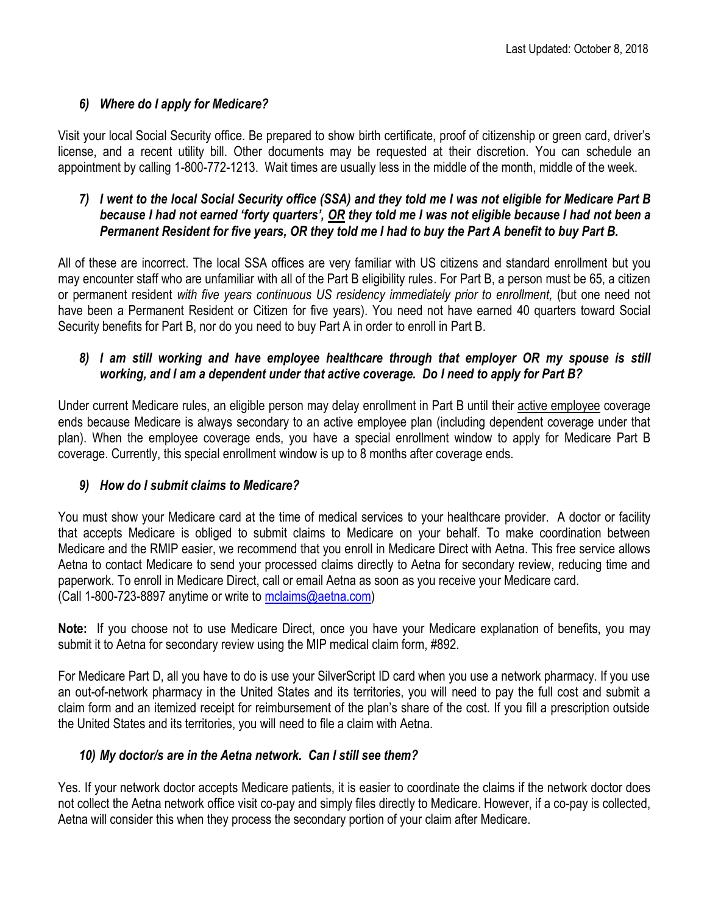### *6) Where do I apply for Medicare?*

Visit your local Social Security office. Be prepared to show birth certificate, proof of citizenship or green card, driver's license, and a recent utility bill. Other documents may be requested at their discretion. You can schedule an appointment by calling 1-800-772-1213. Wait times are usually less in the middle of the month, middle of the week.

### *7) I went to the local Social Security office (SSA) and they told me I was not eligible for Medicare Part B because I had not earned 'forty quarters', <u>OR</u> they told me I was not eligible because I had not been a Permanent Resident for five years, OR they told me I had to buy the Part A benefit to buy Part B.*

All of these are incorrect. The local SSA offices are very familiar with US citizens and standard enrollment but you may encounter staff who are unfamiliar with all of the Part B eligibility rules. For Part B, a person must be 65, a citizen or permanent resident *with five years continuous US residency immediately prior to enrollment,* (but one need not have been a Permanent Resident or Citizen for five years). You need not have earned 40 quarters toward Social Security benefits for Part B, nor do you need to buy Part A in order to enroll in Part B.

### *8) I am still working and have employee healthcare through that employer OR my spouse is still working, and I am a dependent under that active coverage. Do I need to apply for Part B?*

Under current Medicare rules, an eligible person may delay enrollment in Part B until their <u>active employee</u> coverage ends because Medicare is always secondary to an active employee plan (including dependent coverage under that plan). When the employee coverage ends, you have a special enrollment window to apply for Medicare Part B coverage. Currently, this special enrollment window is up to 8 months after coverage ends.

### *9) How do I submit claims to Medicare?*

You must show your Medicare card at the time of medical services to your healthcare provider. A doctor or facility that accepts Medicare is obliged to submit claims to Medicare on your behalf. To make coordination between Medicare and the RMIP easier, we recommend that you enroll in Medicare Direct with Aetna. This free service allows Aetna to contact Medicare to send your processed claims directly to Aetna for secondary review, reducing time and paperwork. To enroll in Medicare Direct, call or email Aetna as soon as you receive your Medicare card.
(Call 1-800-723-8897 anytime or write to mclaims@aetna.com)

**Note:** If you choose not to use Medicare Direct, once you have your Medicare explanation of benefits, you may submit it to Aetna for secondary review using the MIP medical claim form, #892.

For Medicare Part D, all you have to do is use your SilverScript ID card when you use a network pharmacy. If you use an out-of-network pharmacy in the United States and its territories, you will need to pay the full cost and submit a claim form and an itemized receipt for reimbursement of the plan's share of the cost. If you fill a prescription outside the United States and its territories, you will need to file a claim with Aetna.

### *10) My doctor/s are in the Aetna network. Can I still see them?*

Yes. If your network doctor accepts Medicare patients, it is easier to coordinate the claims if the network doctor does not collect the Aetna network office visit co-pay and simply files directly to Medicare. However, if a co-pay is collected, Aetna will consider this when they process the secondary portion of your claim after Medicare.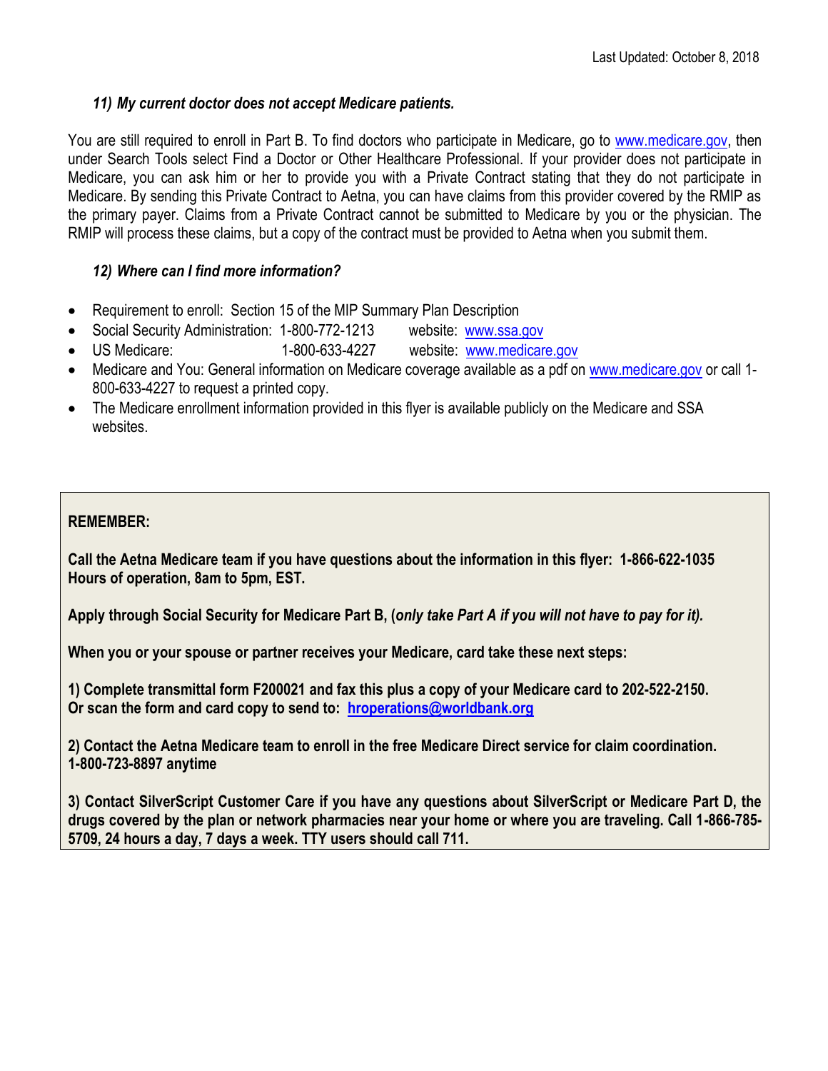Last Updated: October 8, 2018

### *11) My current doctor does not accept Medicare patients.*

You are still required to enroll in Part B. To find doctors who participate in Medicare, go to www.medicare.gov, then under Search Tools select Find a Doctor or Other Healthcare Professional. If your provider does not participate in Medicare, you can ask him or her to provide you with a Private Contract stating that they do not participate in Medicare. By sending this Private Contract to Aetna, you can have claims from this provider covered by the RMIP as the primary payer. Claims from a Private Contract cannot be submitted to Medicare by you or the physician. The RMIP will process these claims, but a copy of the contract must be provided to Aetna when you submit them.

### *12) Where can I find more information?*

- Requirement to enroll: Section 15 of the MIP Summary Plan Description
- Social Security Administration: 1-800-772-1213 website: www.ssa.gov
- US Medicare: 1-800-633-4227 website: www.medicare.gov
- Medicare and You: General information on Medicare coverage available as a pdf on www.medicare.gov or call 1-800-633-4227 to request a printed copy.
- The Medicare enrollment information provided in this flyer is available publicly on the Medicare and SSA websites.

**REMEMBER:**

**Call the Aetna Medicare team if you have questions about the information in this flyer: 1-866-622-1035 Hours of operation, 8am to 5pm, EST.**

**Apply through Social Security for Medicare Part B, (*only take Part A if you will not have to pay for it).***

**When you or your spouse or partner receives your Medicare, card take these next steps:**

**1) Complete transmittal form F200021 and fax this plus a copy of your Medicare card to 202-522-2150. Or scan the form and card copy to send to: hroperations@worldbank.org**

**2) Contact the Aetna Medicare team to enroll in the free Medicare Direct service for claim coordination. 1-800-723-8897 anytime**

**3) Contact SilverScript Customer Care if you have any questions about SilverScript or Medicare Part D, the drugs covered by the plan or network pharmacies near your home or where you are traveling. Call 1-866-785-5709, 24 hours a day, 7 days a week. TTY users should call 711.**